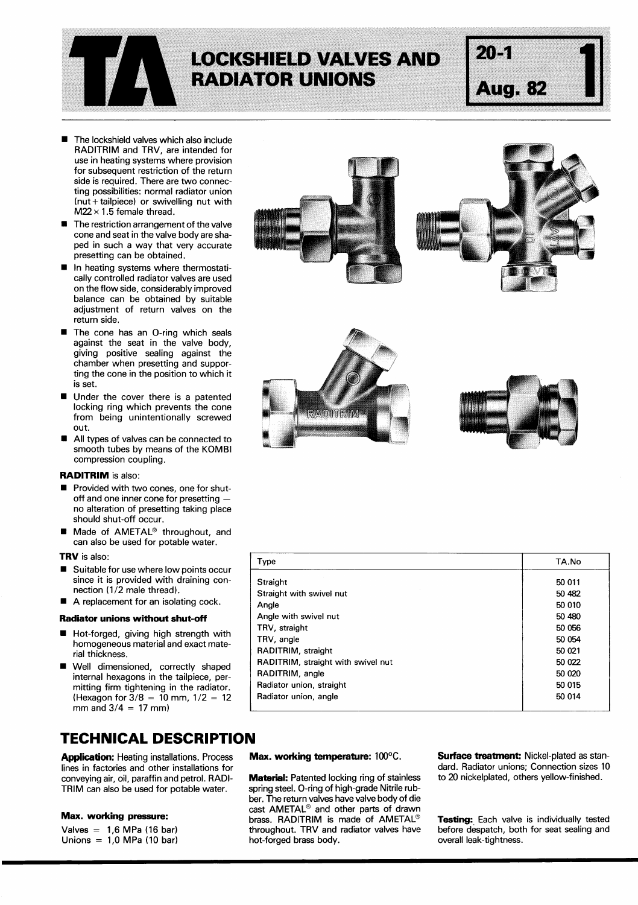# LOCKSHIELD VALVES AND RADIATOR UNIONS

20-1 Aug. 82 **1**

- The lockshield valves which also include RADITRIM and TRV, are intended for use in heating systems where provision for subsequent restriction of the return side is required. There are two connecting possibilities: normal radiator union (nut + tailpiece) or swivelling nut with M22 × 1.5 female thread.
- The restriction arrangement of the valve cone and seat in the valve body are shaped in such a way that very accurate presetting can be obtained.
- In heating systems where thermostatically controlled radiator valves are used on the flow side, considerably improved balance can be obtained by suitable adjustment of return valves on the return side.
- The cone has an O-ring which seals against the seat in the valve body, giving positive sealing against the chamber when presetting and supporting the cone in the position to which it is set.
- Under the cover there is a patented locking ring which prevents the cone from being unintentionally screwed out.
- All types of valves can be connected to smooth tubes by means of the KOMBI compression coupling.

**RADITRIM** is also:

- Provided with two cones, one for shut-off and one inner cone for presetting — no alteration of presetting taking place should shut-off occur.
- Made of AMETAL® throughout, and can also be used for potable water.

**TRV** is also:

- Suitable for use where low points occur since it is provided with draining connection (1/2 male thread).
- A replacement for an isolating cock.

**Radiator unions without shut-off**

- Hot-forged, giving high strength with homogeneous material and exact material thickness.
- Well dimensioned, correctly shaped internal hexagons in the tailpiece, permitting firm tightening in the radiator. (Hexagon for 3/8 = 10 mm, 1/2 = 12 mm and 3/4 = 17 mm)

| Type | TA.No |
|---|---|
| Straight | 50 011 |
| Straight with swivel nut | 50 482 |
| Angle | 50 010 |
| Angle with swivel nut | 50 480 |
| TRV, straight | 50 056 |
| TRV, angle | 50 054 |
| RADITRIM, straight | 50 021 |
| RADITRIM, straight with swivel nut | 50 022 |
| RADITRIM, angle | 50 020 |
| Radiator union, straight | 50 015 |
| Radiator union, angle | 50 014 |

## TECHNICAL DESCRIPTION

**Application:** Heating installations. Process lines in factories and other installations for conveying air, oil, paraffin and petrol. RADITRIM can also be used for potable water.

**Max. working pressure:**

Valves = 1,6 MPa (16 bar)
Unions = 1,0 MPa (10 bar)

**Max. working temperature:** 100°C.

**Material:** Patented locking ring of stainless spring steel. O-ring of high-grade Nitrile rubber. The return valves have valve body of die cast AMETAL® and other parts of drawn brass. RADITRIM is made of AMETAL® throughout. TRV and radiator valves have hot-forged brass body.

**Surface treatment:** Nickel-plated as standard. Radiator unions; Connection sizes 10 to 20 nickelplated, others yellow-finished.

**Testing:** Each valve is individually tested before despatch, both for seat sealing and overall leak-tightness.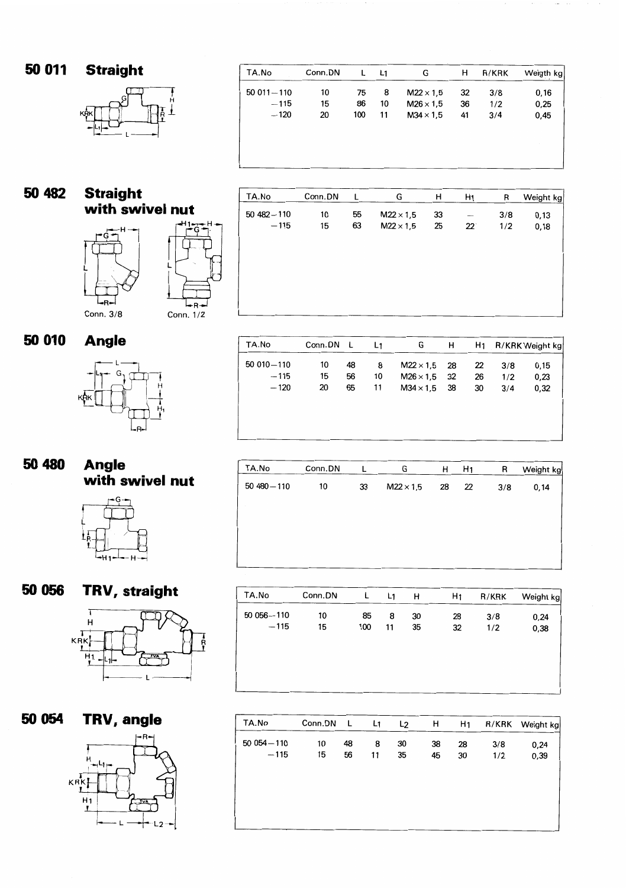## 50 011 Straight

| TA.No | Conn.DN | L | $L_1$ | G | H | R/KRK | Weigth kg |
|---|---|---|---|---|---|---|---|
| 50 011–110 | 10 | 75 | 8 | M22 × 1,5 | 32 | 3/8 | 0,16 |
| –115 | 15 | 86 | 10 | M26 × 1,5 | 36 | 1/2 | 0,25 |
| –120 | 20 | 100 | 11 | M34 × 1,5 | 41 | 3/4 | 0,45 |

## 50 482 Straight with swivel nut

Conn. 3/8 Conn. 1/2

| TA.No | Conn.DN | L | G | H | $H_1$ | R | Weight kg |
|---|---|---|---|---|---|---|---|
| 50 482–110 | 10 | 55 | M22 × 1,5 | 33 | – | 3/8 | 0,13 |
| –115 | 15 | 63 | M22 × 1,5 | 25 | 22 | 1/2 | 0,18 |

## 50 010 Angle

| TA.No | Conn.DN | L | $L_1$ | G | H | $H_1$ | R/KRK | Weight kg |
|---|---|---|---|---|---|---|---|---|
| 50 010–110 | 10 | 48 | 8 | M22 × 1,5 | 28 | 22 | 3/8 | 0,15 |
| –115 | 15 | 56 | 10 | M26 × 1,5 | 32 | 26 | 1/2 | 0,23 |
| –120 | 20 | 65 | 11 | M34 × 1,5 | 38 | 30 | 3/4 | 0,32 |

## 50 480 Angle with swivel nut

| TA.No | Conn.DN | L | G | H | $H_1$ | R | Weight kg |
|---|---|---|---|---|---|---|---|
| 50 480–110 | 10 | 33 | M22 × 1,5 | 28 | 22 | 3/8 | 0,14 |

## 50 056 TRV, straight

| TA.No | Conn.DN | L | $L_1$ | H | $H_1$ | R/KRK | Weight kg |
|---|---|---|---|---|---|---|---|
| 50 056–110 | 10 | 85 | 8 | 30 | 28 | 3/8 | 0,24 |
| –115 | 15 | 100 | 11 | 35 | 32 | 1/2 | 0,38 |

## 50 054 TRV, angle

| TA.No | Conn.DN | L | $L_1$ | $L_2$ | H | $H_1$ | R/KRK | Weight kg |
|---|---|---|---|---|---|---|---|---|
| 50 054–110 | 10 | 48 | 8 | 30 | 38 | 28 | 3/8 | 0,24 |
| –115 | 15 | 56 | 11 | 35 | 45 | 30 | 1/2 | 0,39 |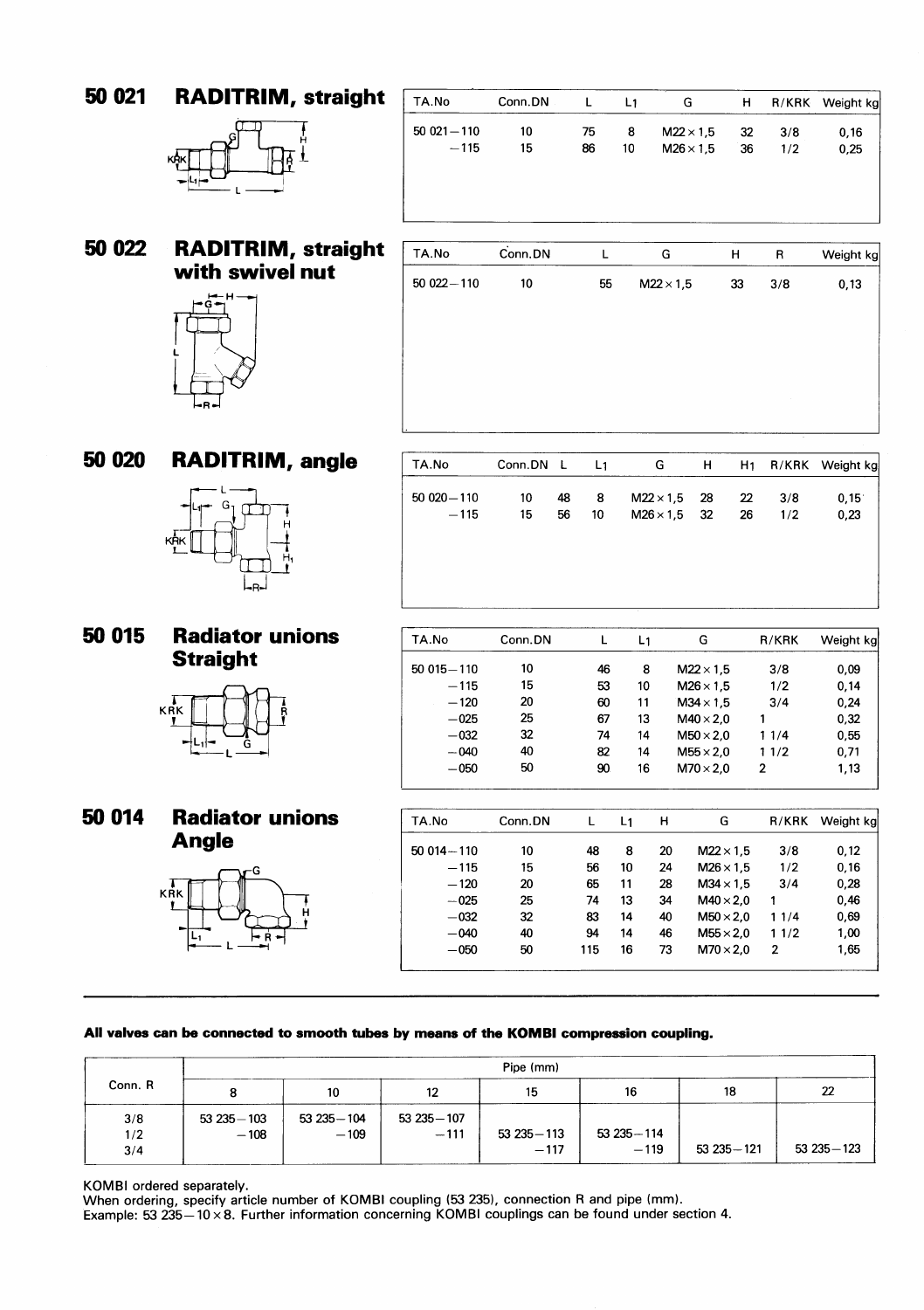## 50 021 RADITRIM, straight

| TA.No | Conn.DN | L | L1 | G | H | R/KRK | Weight kg |
|---|---|---|---|---|---|---|---|
| 50 021–110 | 10 | 75 | 8 | M22 × 1,5 | 32 | 3/8 | 0,16 |
| –115 | 15 | 86 | 10 | M26 × 1,5 | 36 | 1/2 | 0,25 |

## 50 022 RADITRIM, straight with swivel nut

| TA.No | Conn.DN | L | G | H | R | Weight kg |
|---|---|---|---|---|---|---|
| 50 022–110 | 10 | 55 | M22 × 1,5 | 33 | 3/8 | 0,13 |

## 50 020 RADITRIM, angle

| TA.No | Conn.DN | L | L1 | G | H | H1 | R/KRK | Weight kg |
|---|---|---|---|---|---|---|---|---|
| 50 020–110 | 10 | 48 | 8 | M22 × 1,5 | 28 | 22 | 3/8 | 0,15 |
| –115 | 15 | 56 | 10 | M26 × 1,5 | 32 | 26 | 1/2 | 0,23 |

## 50 015 Radiator unions Straight

| TA.No | Conn.DN | L | L1 | G | R/KRK | Weight kg |
|---|---|---|---|---|---|---|
| 50 015–110 | 10 | 46 | 8 | M22 × 1,5 | 3/8 | 0,09 |
| –115 | 15 | 53 | 10 | M26 × 1,5 | 1/2 | 0,14 |
| –120 | 20 | 60 | 11 | M34 × 1,5 | 3/4 | 0,24 |
| –025 | 25 | 67 | 13 | M40 × 2,0 | 1 | 0,32 |
| –032 | 32 | 74 | 14 | M50 × 2,0 | 1 1/4 | 0,55 |
| –040 | 40 | 82 | 14 | M55 × 2,0 | 1 1/2 | 0,71 |
| –050 | 50 | 90 | 16 | M70 × 2,0 | 2 | 1,13 |

## 50 014 Radiator unions Angle

| TA.No | Conn.DN | L | L1 | H | G | R/KRK | Weight kg |
|---|---|---|---|---|---|---|---|
| 50 014–110 | 10 | 48 | 8 | 20 | M22 × 1,5 | 3/8 | 0,12 |
| –115 | 15 | 56 | 10 | 24 | M26 × 1,5 | 1/2 | 0,16 |
| –120 | 20 | 65 | 11 | 28 | M34 × 1,5 | 3/4 | 0,28 |
| –025 | 25 | 74 | 13 | 34 | M40 × 2,0 | 1 | 0,46 |
| –032 | 32 | 83 | 14 | 40 | M50 × 2,0 | 1 1/4 | 0,69 |
| –040 | 40 | 94 | 14 | 46 | M55 × 2,0 | 1 1/2 | 1,00 |
| –050 | 50 | 115 | 16 | 73 | M70 × 2,0 | 2 | 1,65 |

**All valves can be connected to smooth tubes by means of the KOMBI compression coupling.**

| Conn. R | Pipe (mm) 8 | 10 | 12 | 15 | 16 | 18 | 22 |
|---|---|---|---|---|---|---|---|
| 3/8 | 53 235–103 | 53 235–104 | 53 235–107 | | | | |
| 1/2 | –108 | –109 | –111 | 53 235–113 | 53 235–114 | | |
| 3/4 | | | | –117 | –119 | 53 235–121 | 53 235–123 |

KOMBI ordered separately.
When ordering, specify article number of KOMBI coupling (53 235), connection R and pipe (mm).
Example: 53 235–10 × 8. Further information concerning KOMBI couplings can be found under section 4.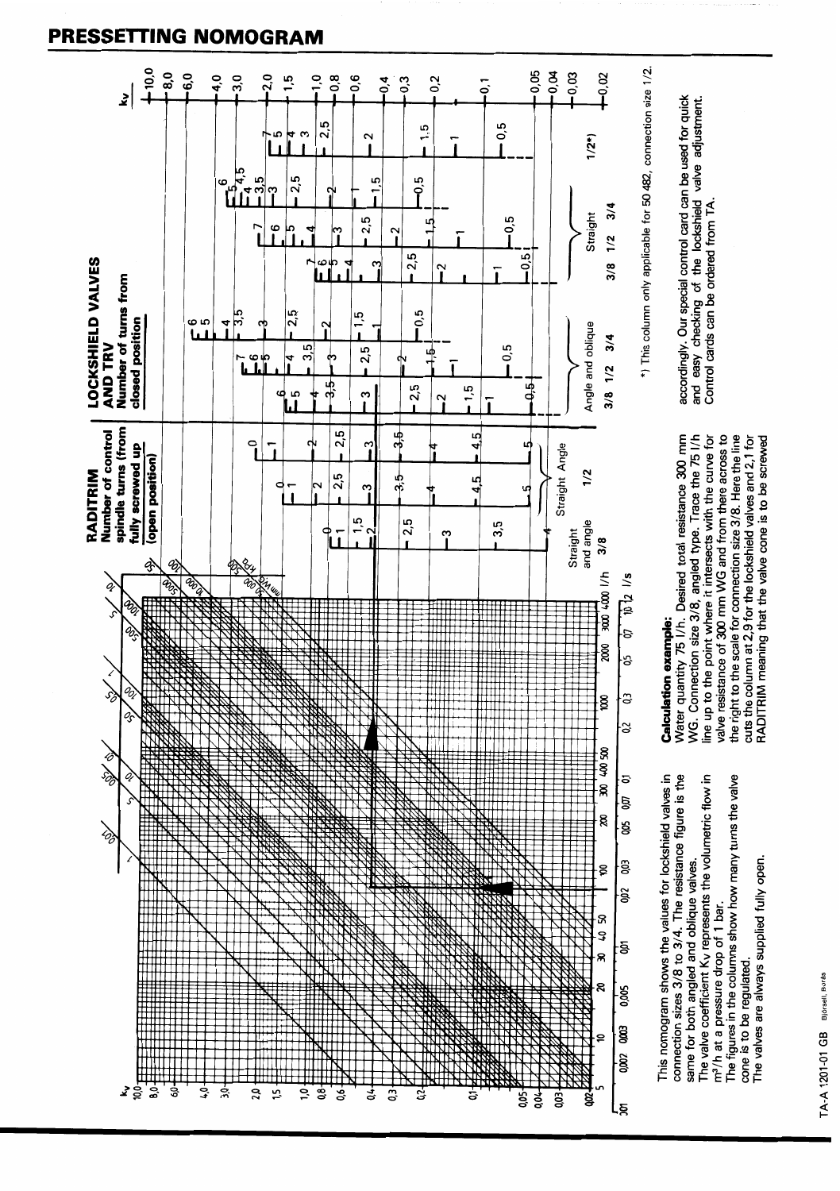# PRESSETTING NOMOGRAM

RADITRIM
Number of control spindle turns (from fully screwed up (open position)

LOCKSHIELD VALVES AND TRV
Number of turns from closed position

$k_v$

Straight and angle 3/8

Straight Angle 1/2

Angle and oblique 3/8 1/2 3/4

Straight 3/8 1/2 3/4

1/2*)

mm WG

l/h

l/s

*) This column only applicable for 50 482, connection size 1/2.

This nomogram shows the values for lockshield valves in connection sizes 3/8 to 3/4. The resistance figure is the same for both angled and oblique valves.
The valve coefficient Kv represents the volumetric flow in $m^3/h$ at a pressure drop of 1 bar.
The figures in the columns show how many turns the valve cone is to be regulated.
The valves are always supplied fully open.

**Calculation example:**
Water quantity 75 l/h. Desired total resistance 300 mm WG. Connection size 3/8, angled type. Trace the 75 l/h line up to the point where it intersects with the curve for valve resistance of 300 mm WG and from there across to the right to the scale for connection size 3/8. Here the line cuts the column at 2,9 for the lockshield valves and 2,1 for RADITRIM meaning that the valve cone is to be screwed accordingly. Our special control card can be used for quick and easy checking of the lockshield valve adjustment. Control cards can be ordered from TA.

TA-A 1201-01 GB